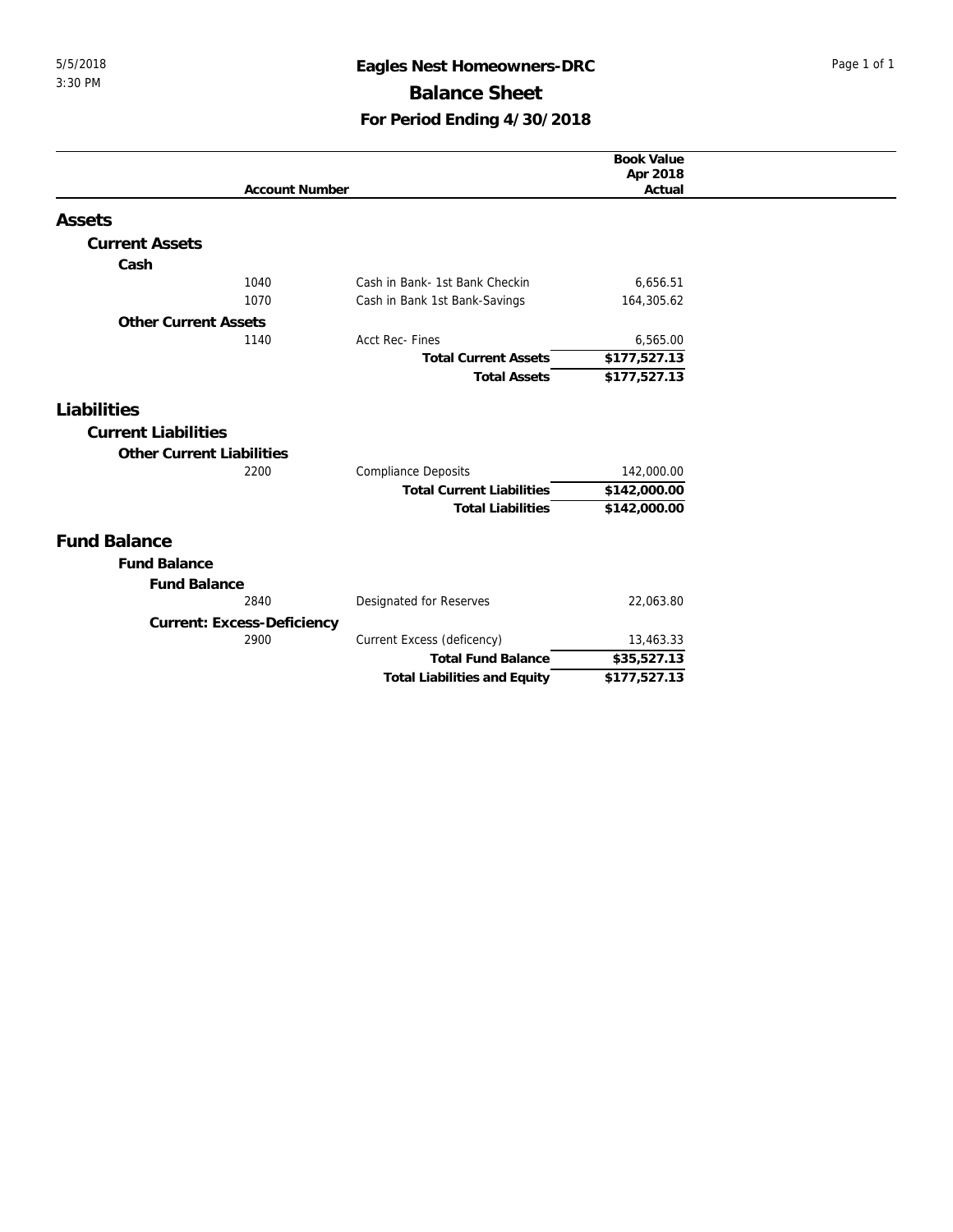# Eagles Nest Homeowners-DRC

## Balance Sheet

### For Period Ending 4/30/2018

5/5/2018
3:30 PM

| Account Number | | Book Value Apr 2018 Actual |
|---|---|---|
| **Assets** | | |
| **Current Assets** | | |
| **Cash** | | |
| 1040 | Cash in Bank- 1st Bank Checkin | 6,656.51 |
| 1070 | Cash in Bank 1st Bank-Savings | 164,305.62 |
| **Other Current Assets** | | |
| 1140 | Acct Rec- Fines | 6,565.00 |
| | **Total Current Assets** | **$177,527.13** |
| | **Total Assets** | **$177,527.13** |
| **Liabilities** | | |
| **Current Liabilities** | | |
| **Other Current Liabilities** | | |
| 2200 | Compliance Deposits | 142,000.00 |
| | **Total Current Liabilities** | **$142,000.00** |
| | **Total Liabilities** | **$142,000.00** |
| **Fund Balance** | | |
| **Fund Balance** | | |
| **Fund Balance** | | |
| 2840 | Designated for Reserves | 22,063.80 |
| **Current: Excess-Deficiency** | | |
| 2900 | Current Excess (deficency) | 13,463.33 |
| | **Total Fund Balance** | **$35,527.13** |
| | **Total Liabilities and Equity** | **$177,527.13** |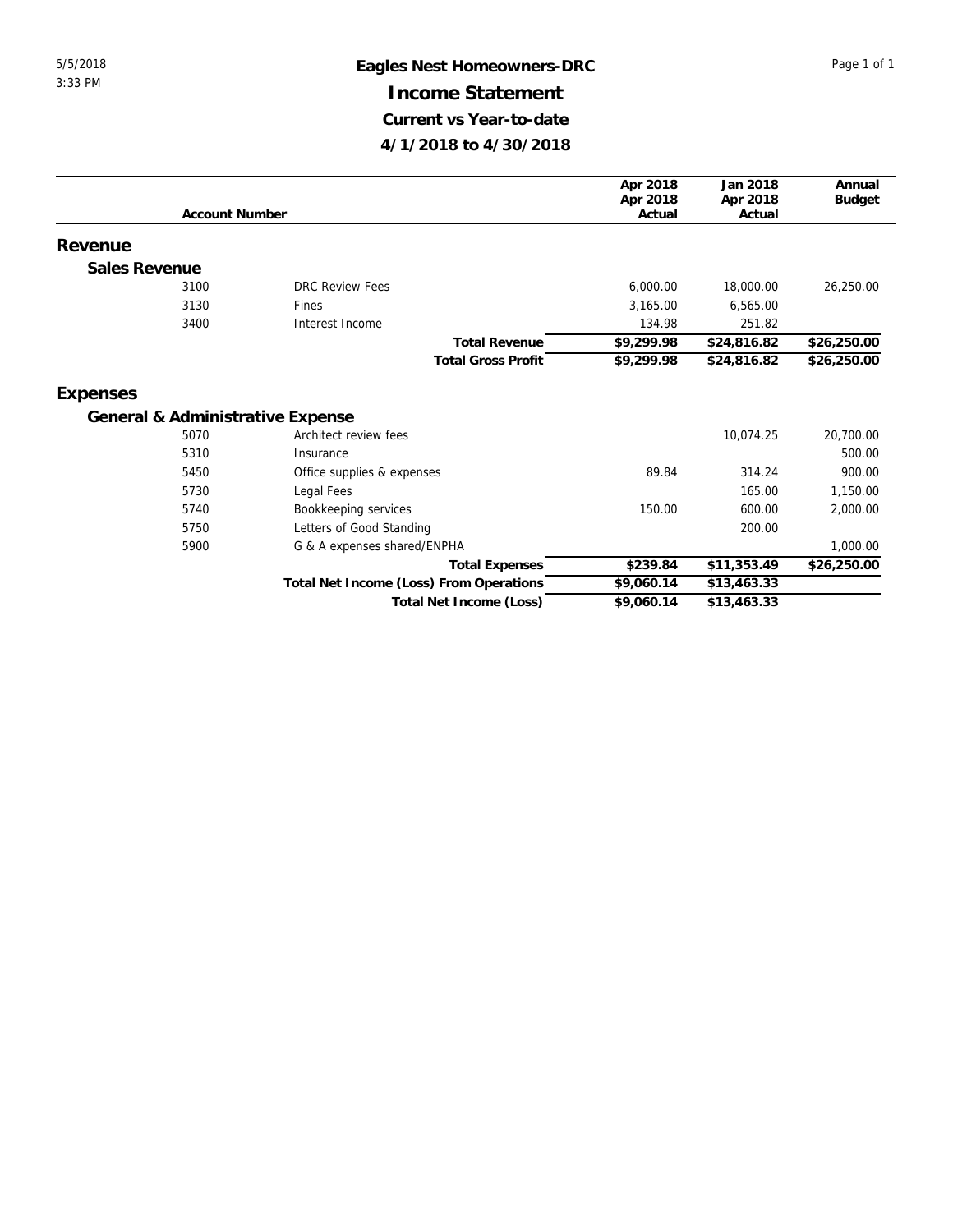5/5/2018
3:33 PM

# Eagles Nest Homeowners-DRC

## Income Statement

### Current vs Year-to-date

### 4/1/2018 to 4/30/2018

| Account Number | | Apr 2018 Apr 2018 Actual | Jan 2018 Apr 2018 Actual | Annual Budget |
|---|---|---|---|---|
| **Revenue** | | | | |
| **Sales Revenue** | | | | |
| 3100 | DRC Review Fees | 6,000.00 | 18,000.00 | 26,250.00 |
| 3130 | Fines | 3,165.00 | 6,565.00 | |
| 3400 | Interest Income | 134.98 | 251.82 | |
| | **Total Revenue** | **$9,299.98** | **$24,816.82** | **$26,250.00** |
| | **Total Gross Profit** | **$9,299.98** | **$24,816.82** | **$26,250.00** |
| **Expenses** | | | | |
| **General & Administrative Expense** | | | | |
| 5070 | Architect review fees | | 10,074.25 | 20,700.00 |
| 5310 | Insurance | | | 500.00 |
| 5450 | Office supplies & expenses | 89.84 | 314.24 | 900.00 |
| 5730 | Legal Fees | | 165.00 | 1,150.00 |
| 5740 | Bookkeeping services | 150.00 | 600.00 | 2,000.00 |
| 5750 | Letters of Good Standing | | 200.00 | |
| 5900 | G & A expenses shared/ENPHA | | | 1,000.00 |
| | **Total Expenses** | **$239.84** | **$11,353.49** | **$26,250.00** |
| | **Total Net Income (Loss) From Operations** | **$9,060.14** | **$13,463.33** | |
| | **Total Net Income (Loss)** | **$9,060.14** | **$13,463.33** | |